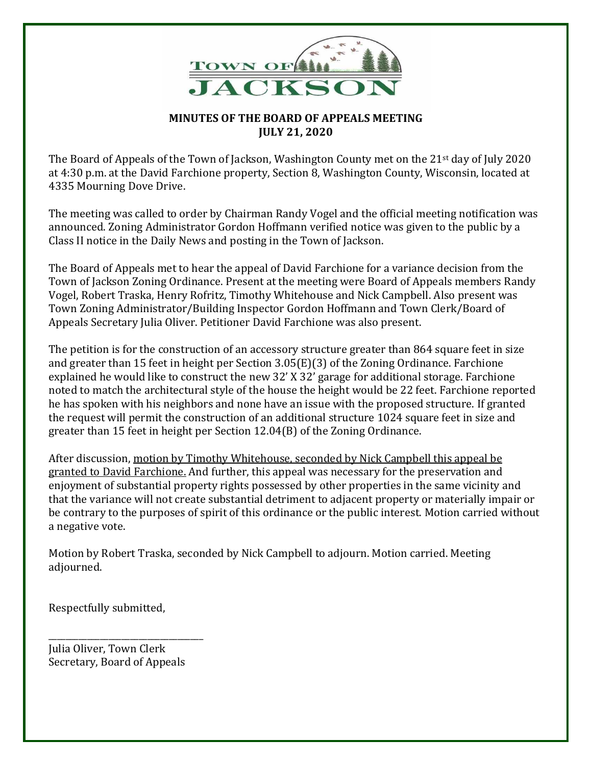TOWN OF JACKSON

**MINUTES OF THE BOARD OF APPEALS MEETING**
**JULY 21, 2020**

The Board of Appeals of the Town of Jackson, Washington County met on the 21st day of July 2020 at 4:30 p.m. at the David Farchione property, Section 8, Washington County, Wisconsin, located at 4335 Mourning Dove Drive.

The meeting was called to order by Chairman Randy Vogel and the official meeting notification was announced. Zoning Administrator Gordon Hoffmann verified notice was given to the public by a Class II notice in the Daily News and posting in the Town of Jackson.

The Board of Appeals met to hear the appeal of David Farchione for a variance decision from the Town of Jackson Zoning Ordinance. Present at the meeting were Board of Appeals members Randy Vogel, Robert Traska, Henry Rofritz, Timothy Whitehouse and Nick Campbell. Also present was Town Zoning Administrator/Building Inspector Gordon Hoffmann and Town Clerk/Board of Appeals Secretary Julia Oliver. Petitioner David Farchione was also present.

The petition is for the construction of an accessory structure greater than 864 square feet in size and greater than 15 feet in height per Section 3.05(E)(3) of the Zoning Ordinance. Farchione explained he would like to construct the new 32' X 32' garage for additional storage. Farchione noted to match the architectural style of the house the height would be 22 feet. Farchione reported he has spoken with his neighbors and none have an issue with the proposed structure. If granted the request will permit the construction of an additional structure 1024 square feet in size and greater than 15 feet in height per Section 12.04(B) of the Zoning Ordinance.

After discussion, <u>motion by Timothy Whitehouse, seconded by Nick Campbell this appeal be granted to David Farchione.</u> And further, this appeal was necessary for the preservation and enjoyment of substantial property rights possessed by other properties in the same vicinity and that the variance will not create substantial detriment to adjacent property or materially impair or be contrary to the purposes of spirit of this ordinance or the public interest. Motion carried without a negative vote.

Motion by Robert Traska, seconded by Nick Campbell to adjourn. Motion carried. Meeting adjourned.

Respectfully submitted,

\_\_\_\_\_\_\_\_\_\_\_\_\_\_\_\_\_\_\_\_\_\_\_\_\_\_\_\_\_\_\_\_\_\_

Julia Oliver, Town Clerk
Secretary, Board of Appeals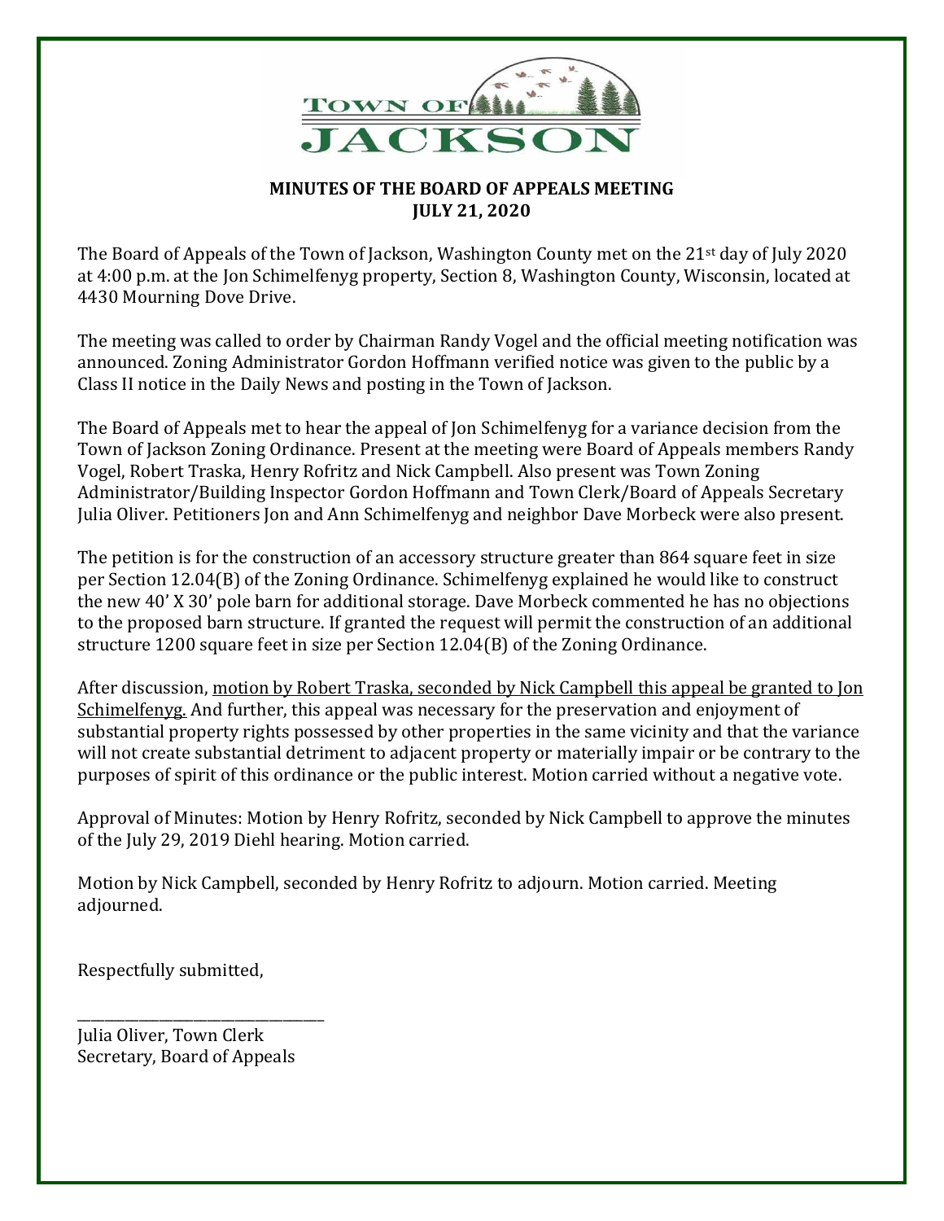# MINUTES OF THE BOARD OF APPEALS MEETING
## JULY 21, 2020

The Board of Appeals of the Town of Jackson, Washington County met on the 21st day of July 2020 at 4:00 p.m. at the Jon Schimelfenyg property, Section 8, Washington County, Wisconsin, located at 4430 Mourning Dove Drive.

The meeting was called to order by Chairman Randy Vogel and the official meeting notification was announced. Zoning Administrator Gordon Hoffmann verified notice was given to the public by a Class II notice in the Daily News and posting in the Town of Jackson.

The Board of Appeals met to hear the appeal of Jon Schimelfenyg for a variance decision from the Town of Jackson Zoning Ordinance. Present at the meeting were Board of Appeals members Randy Vogel, Robert Traska, Henry Rofritz and Nick Campbell. Also present was Town Zoning Administrator/Building Inspector Gordon Hoffmann and Town Clerk/Board of Appeals Secretary Julia Oliver. Petitioners Jon and Ann Schimelfenyg and neighbor Dave Morbeck were also present.

The petition is for the construction of an accessory structure greater than 864 square feet in size per Section 12.04(B) of the Zoning Ordinance. Schimelfenyg explained he would like to construct the new 40' X 30' pole barn for additional storage. Dave Morbeck commented he has no objections to the proposed barn structure. If granted the request will permit the construction of an additional structure 1200 square feet in size per Section 12.04(B) of the Zoning Ordinance.

After discussion, <u>motion by Robert Traska, seconded by Nick Campbell this appeal be granted to Jon Schimelfenyg.</u> And further, this appeal was necessary for the preservation and enjoyment of substantial property rights possessed by other properties in the same vicinity and that the variance will not create substantial detriment to adjacent property or materially impair or be contrary to the purposes of spirit of this ordinance or the public interest. Motion carried without a negative vote.

Approval of Minutes: Motion by Henry Rofritz, seconded by Nick Campbell to approve the minutes of the July 29, 2019 Diehl hearing. Motion carried.

Motion by Nick Campbell, seconded by Henry Rofritz to adjourn. Motion carried. Meeting adjourned.

Respectfully submitted,

\_\_\_\_\_\_\_\_\_\_\_\_\_\_\_\_\_\_\_\_\_\_\_\_\_\_\_\_\_\_\_\_

Julia Oliver, Town Clerk
Secretary, Board of Appeals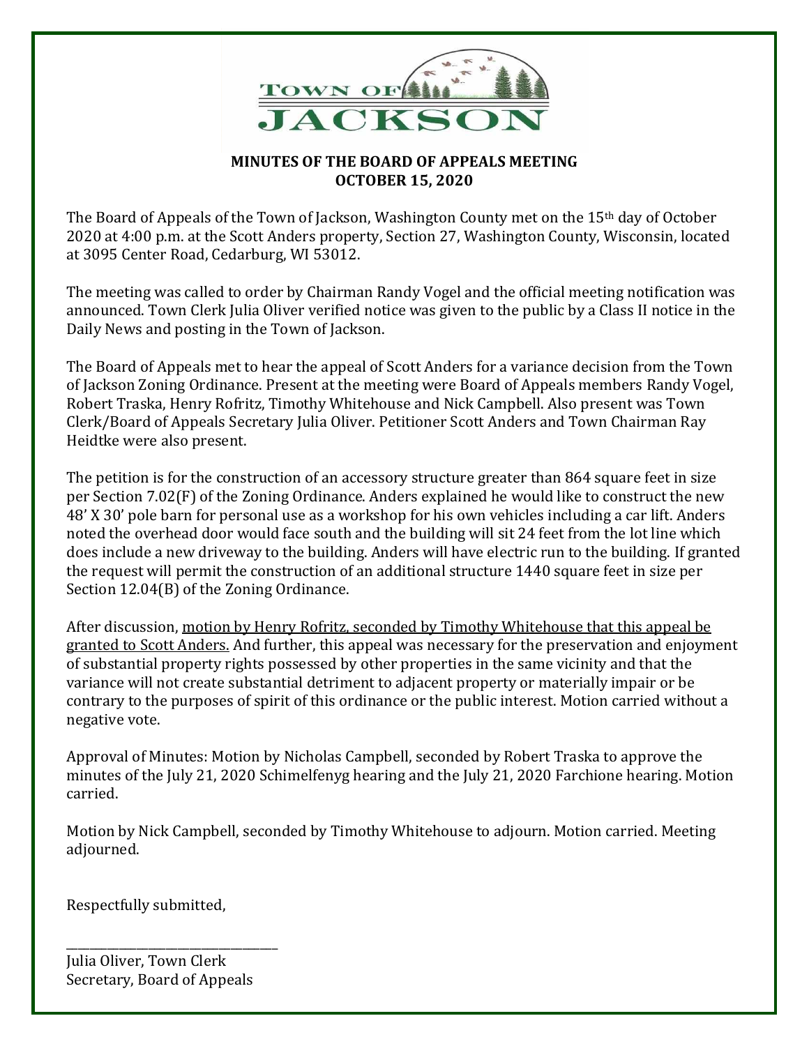# MINUTES OF THE BOARD OF APPEALS MEETING
## OCTOBER 15, 2020

The Board of Appeals of the Town of Jackson, Washington County met on the 15th day of October 2020 at 4:00 p.m. at the Scott Anders property, Section 27, Washington County, Wisconsin, located at 3095 Center Road, Cedarburg, WI 53012.

The meeting was called to order by Chairman Randy Vogel and the official meeting notification was announced. Town Clerk Julia Oliver verified notice was given to the public by a Class II notice in the Daily News and posting in the Town of Jackson.

The Board of Appeals met to hear the appeal of Scott Anders for a variance decision from the Town of Jackson Zoning Ordinance. Present at the meeting were Board of Appeals members Randy Vogel, Robert Traska, Henry Rofritz, Timothy Whitehouse and Nick Campbell. Also present was Town Clerk/Board of Appeals Secretary Julia Oliver. Petitioner Scott Anders and Town Chairman Ray Heidtke were also present.

The petition is for the construction of an accessory structure greater than 864 square feet in size per Section 7.02(F) of the Zoning Ordinance. Anders explained he would like to construct the new 48' X 30' pole barn for personal use as a workshop for his own vehicles including a car lift. Anders noted the overhead door would face south and the building will sit 24 feet from the lot line which does include a new driveway to the building. Anders will have electric run to the building. If granted the request will permit the construction of an additional structure 1440 square feet in size per Section 12.04(B) of the Zoning Ordinance.

After discussion, <u>motion by Henry Rofritz, seconded by Timothy Whitehouse that this appeal be granted to Scott Anders.</u> And further, this appeal was necessary for the preservation and enjoyment of substantial property rights possessed by other properties in the same vicinity and that the variance will not create substantial detriment to adjacent property or materially impair or be contrary to the purposes of spirit of this ordinance or the public interest. Motion carried without a negative vote.

Approval of Minutes: Motion by Nicholas Campbell, seconded by Robert Traska to approve the minutes of the July 21, 2020 Schimelfenyg hearing and the July 21, 2020 Farchione hearing. Motion carried.

Motion by Nick Campbell, seconded by Timothy Whitehouse to adjourn. Motion carried. Meeting adjourned.

Respectfully submitted,

\_\_\_\_\_\_\_\_\_\_\_\_\_\_\_\_\_\_\_\_\_\_\_\_\_\_\_\_\_\_\_\_

Julia Oliver, Town Clerk
Secretary, Board of Appeals